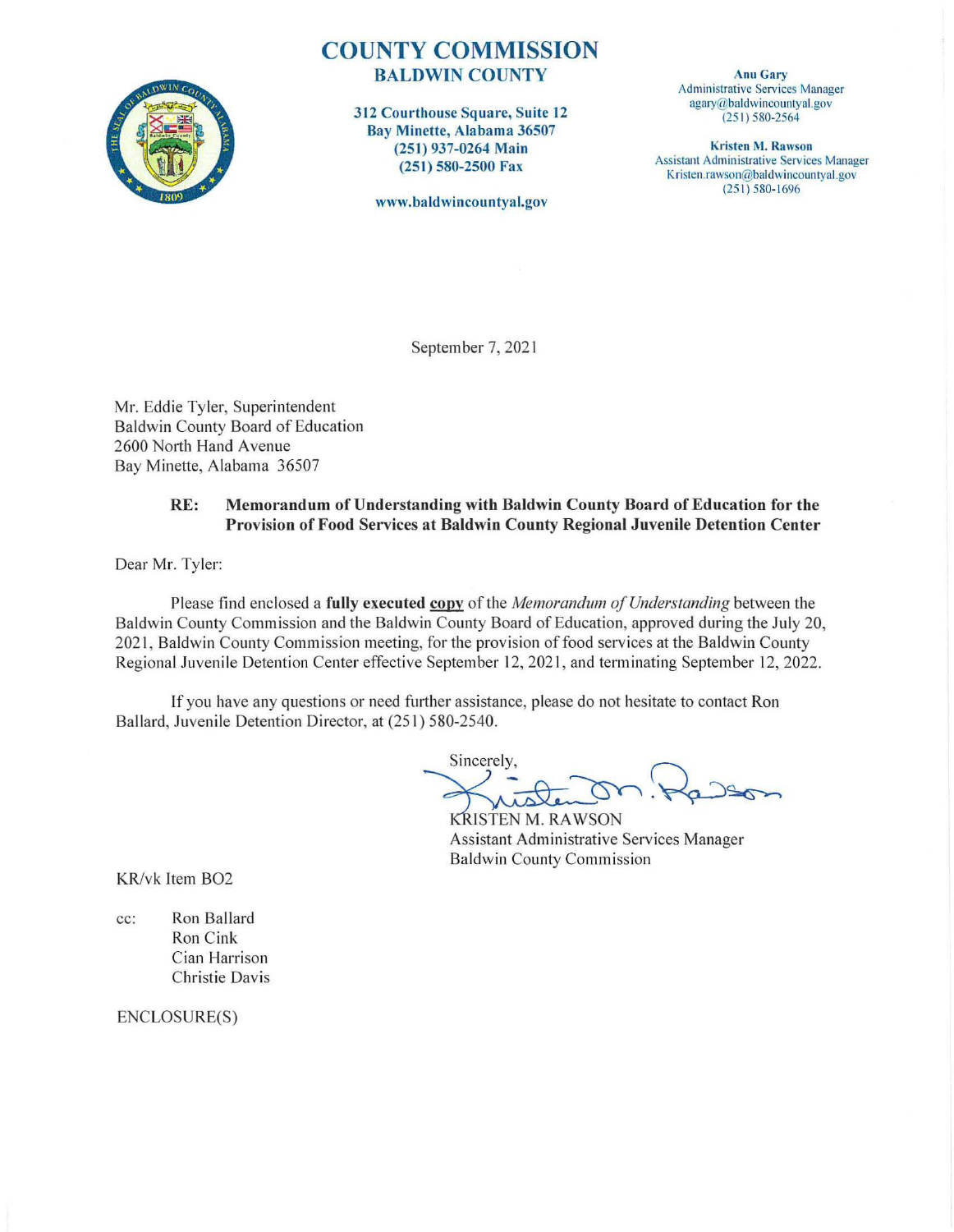# COUNTY COMMISSION
## BALDWIN COUNTY

**312 Courthouse Square, Suite 12**
**Bay Minette, Alabama 36507**
**(251) 937-0264 Main**
**(251) 580-2500 Fax**

**www.baldwincountyal.gov**

**Anu Gary**
Administrative Services Manager
agary@baldwincountyal.gov
(251) 580-2564

**Kristen M. Rawson**
Assistant Administrative Services Manager
Kristen.rawson@baldwincountyal.gov
(251) 580-1696

September 7, 2021

Mr. Eddie Tyler, Superintendent
Baldwin County Board of Education
2600 North Hand Avenue
Bay Minette, Alabama 36507

**RE: Memorandum of Understanding with Baldwin County Board of Education for the Provision of Food Services at Baldwin County Regional Juvenile Detention Center**

Dear Mr. Tyler:

Please find enclosed a **fully executed copy** of the *Memorandum of Understanding* between the Baldwin County Commission and the Baldwin County Board of Education, approved during the July 20, 2021, Baldwin County Commission meeting, for the provision of food services at the Baldwin County Regional Juvenile Detention Center effective September 12, 2021, and terminating September 12, 2022.

If you have any questions or need further assistance, please do not hesitate to contact Ron Ballard, Juvenile Detention Director, at (251) 580-2540.

Sincerely,

KRISTEN M. RAWSON
Assistant Administrative Services Manager
Baldwin County Commission

KR/vk Item BO2

cc: Ron Ballard
Ron Cink
Cian Harrison
Christie Davis

ENCLOSURE(S)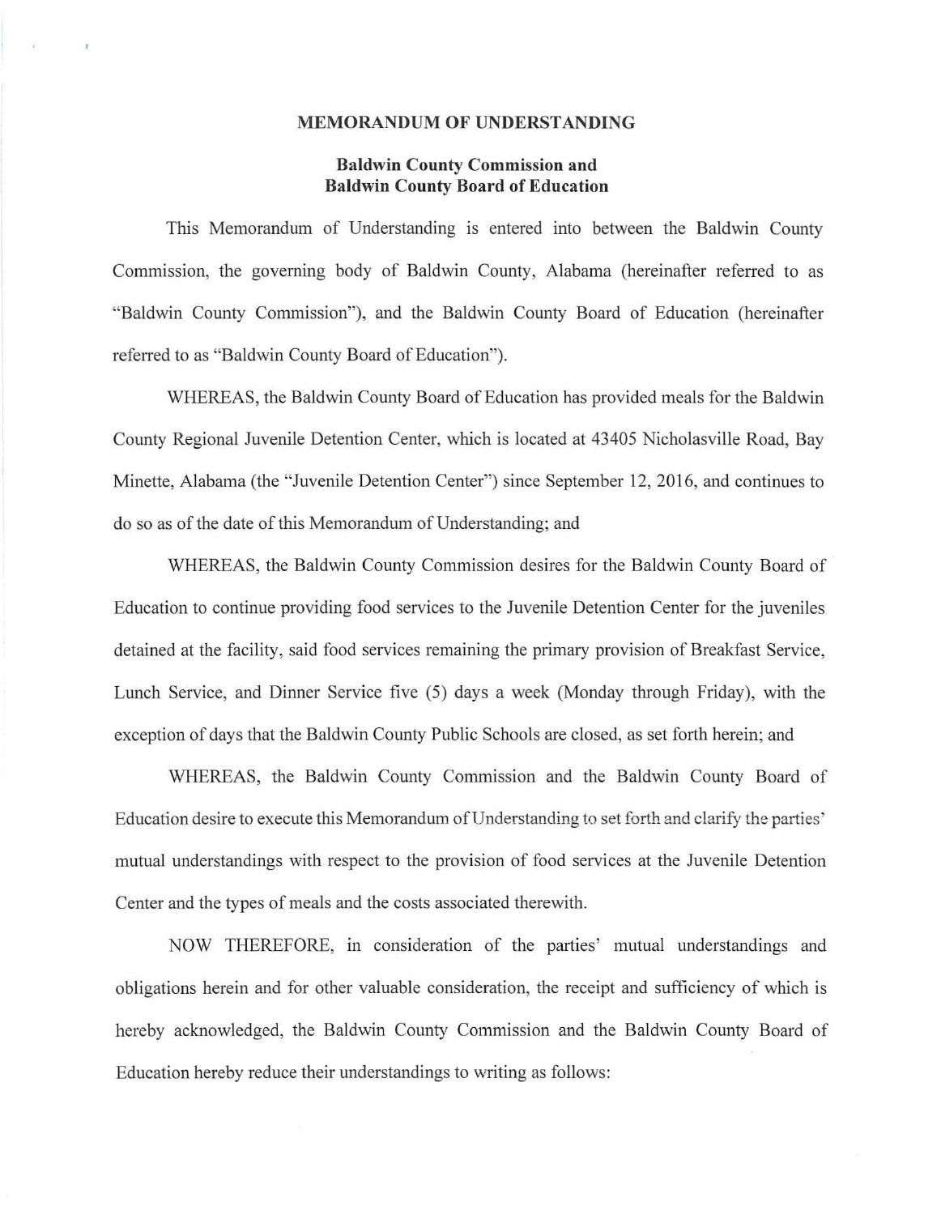**MEMORANDUM OF UNDERSTANDING**

**Baldwin County Commission and**
**Baldwin County Board of Education**

This Memorandum of Understanding is entered into between the Baldwin County Commission, the governing body of Baldwin County, Alabama (hereinafter referred to as "Baldwin County Commission"), and the Baldwin County Board of Education (hereinafter referred to as "Baldwin County Board of Education").

WHEREAS, the Baldwin County Board of Education has provided meals for the Baldwin County Regional Juvenile Detention Center, which is located at 43405 Nicholasville Road, Bay Minette, Alabama (the "Juvenile Detention Center") since September 12, 2016, and continues to do so as of the date of this Memorandum of Understanding; and

WHEREAS, the Baldwin County Commission desires for the Baldwin County Board of Education to continue providing food services to the Juvenile Detention Center for the juveniles detained at the facility, said food services remaining the primary provision of Breakfast Service, Lunch Service, and Dinner Service five (5) days a week (Monday through Friday), with the exception of days that the Baldwin County Public Schools are closed, as set forth herein; and

WHEREAS, the Baldwin County Commission and the Baldwin County Board of Education desire to execute this Memorandum of Understanding to set forth and clarify the parties' mutual understandings with respect to the provision of food services at the Juvenile Detention Center and the types of meals and the costs associated therewith.

NOW THEREFORE, in consideration of the parties' mutual understandings and obligations herein and for other valuable consideration, the receipt and sufficiency of which is hereby acknowledged, the Baldwin County Commission and the Baldwin County Board of Education hereby reduce their understandings to writing as follows: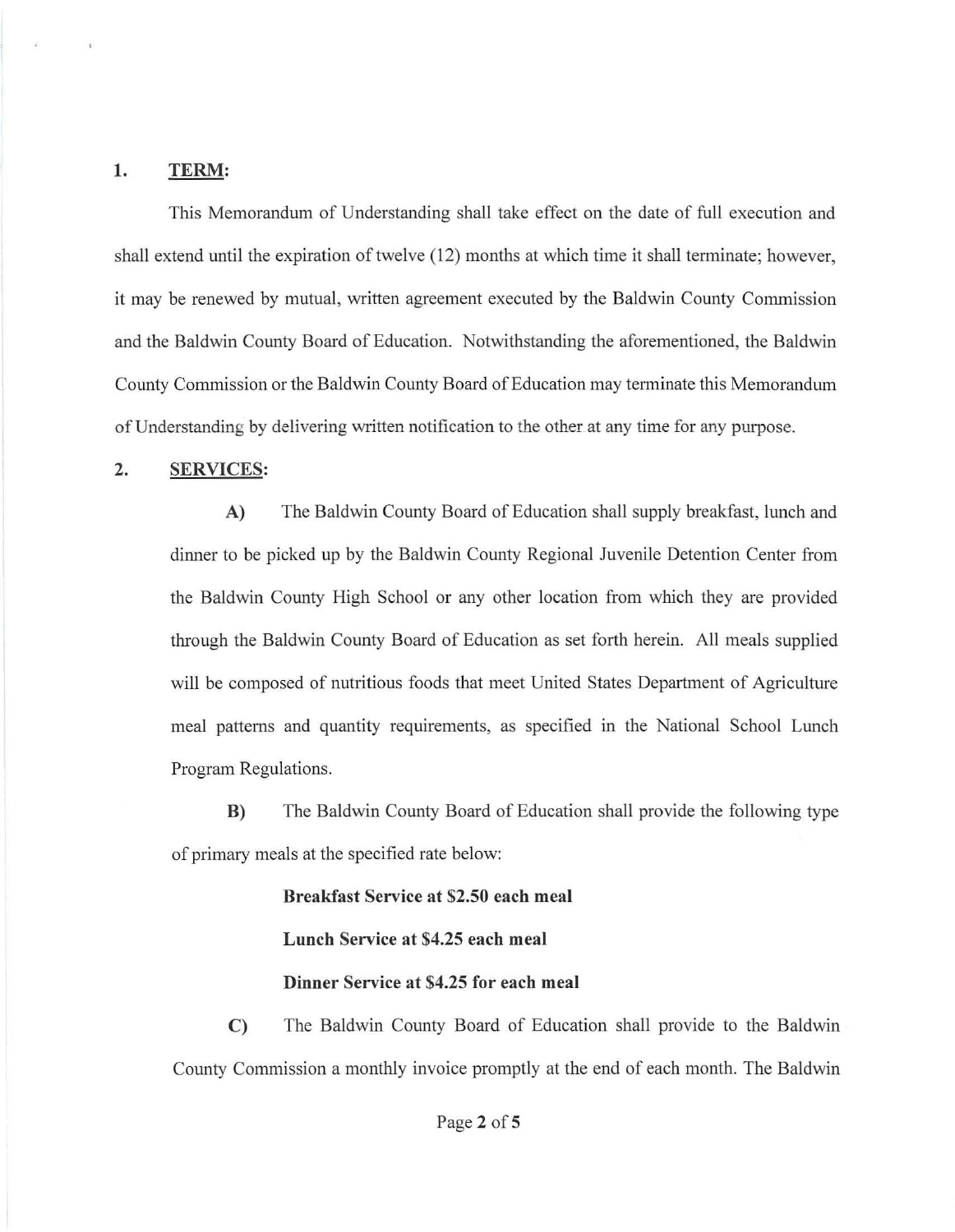1. **TERM:**

This Memorandum of Understanding shall take effect on the date of full execution and shall extend until the expiration of twelve (12) months at which time it shall terminate; however, it may be renewed by mutual, written agreement executed by the Baldwin County Commission and the Baldwin County Board of Education. Notwithstanding the aforementioned, the Baldwin County Commission or the Baldwin County Board of Education may terminate this Memorandum of Understanding by delivering written notification to the other at any time for any purpose.

2. **SERVICES:**

**A)** The Baldwin County Board of Education shall supply breakfast, lunch and dinner to be picked up by the Baldwin County Regional Juvenile Detention Center from the Baldwin County High School or any other location from which they are provided through the Baldwin County Board of Education as set forth herein. All meals supplied will be composed of nutritious foods that meet United States Department of Agriculture meal patterns and quantity requirements, as specified in the National School Lunch Program Regulations.

**B)** The Baldwin County Board of Education shall provide the following type of primary meals at the specified rate below:

**Breakfast Service at $2.50 each meal**

**Lunch Service at $4.25 each meal**

**Dinner Service at $4.25 for each meal**

**C)** The Baldwin County Board of Education shall provide to the Baldwin County Commission a monthly invoice promptly at the end of each month. The Baldwin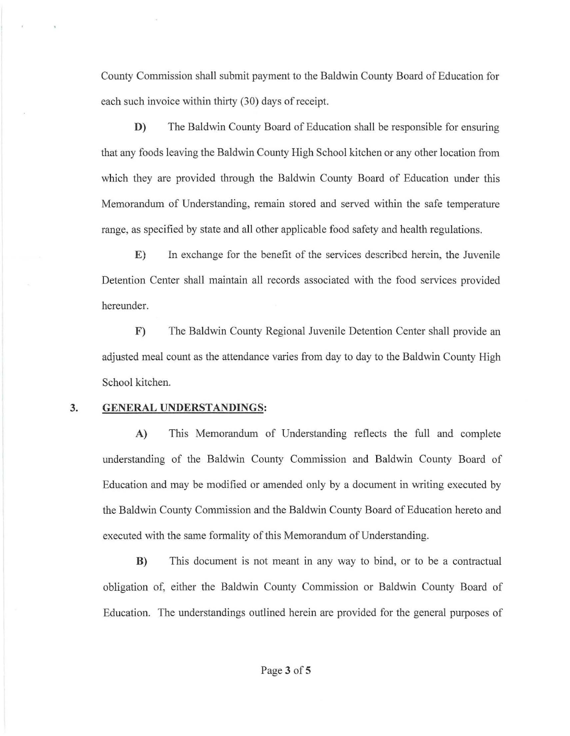County Commission shall submit payment to the Baldwin County Board of Education for each such invoice within thirty (30) days of receipt.

**D)** The Baldwin County Board of Education shall be responsible for ensuring that any foods leaving the Baldwin County High School kitchen or any other location from which they are provided through the Baldwin County Board of Education under this Memorandum of Understanding, remain stored and served within the safe temperature range, as specified by state and all other applicable food safety and health regulations.

**E)** In exchange for the benefit of the services described herein, the Juvenile Detention Center shall maintain all records associated with the food services provided hereunder.

**F)** The Baldwin County Regional Juvenile Detention Center shall provide an adjusted meal count as the attendance varies from day to day to the Baldwin County High School kitchen.

**3. GENERAL UNDERSTANDINGS:**

**A)** This Memorandum of Understanding reflects the full and complete understanding of the Baldwin County Commission and Baldwin County Board of Education and may be modified or amended only by a document in writing executed by the Baldwin County Commission and the Baldwin County Board of Education hereto and executed with the same formality of this Memorandum of Understanding.

**B)** This document is not meant in any way to bind, or to be a contractual obligation of, either the Baldwin County Commission or Baldwin County Board of Education. The understandings outlined herein are provided for the general purposes of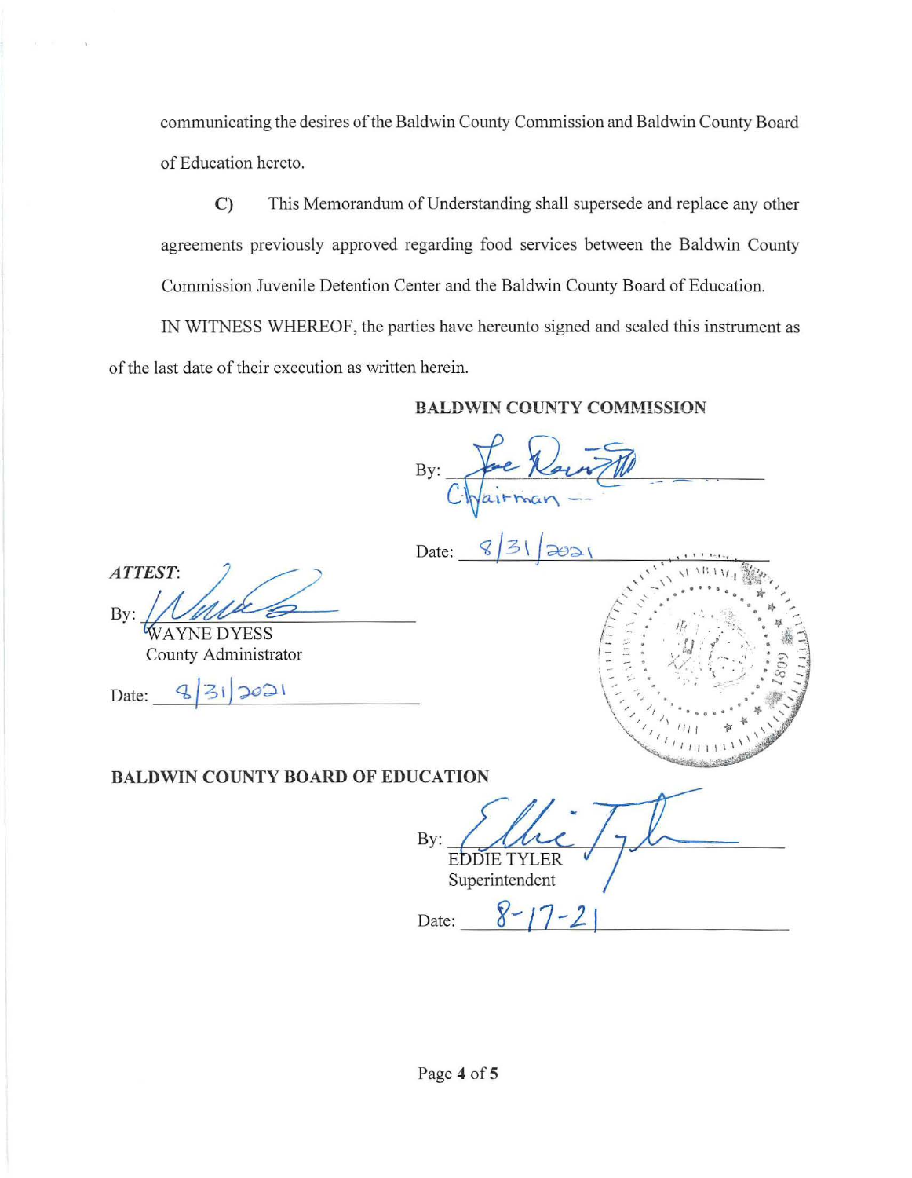communicating the desires of the Baldwin County Commission and Baldwin County Board of Education hereto.

**C)** This Memorandum of Understanding shall supersede and replace any other agreements previously approved regarding food services between the Baldwin County Commission Juvenile Detention Center and the Baldwin County Board of Education.

IN WITNESS WHEREOF, the parties have hereunto signed and sealed this instrument as of the last date of their execution as written herein.

**BALDWIN COUNTY COMMISSION**

By: ______________________
Chairman

Date: 8/31/2021

*ATTEST*:

By: ______________________
WAYNE DYESS
County Administrator

Date: 8/31/2021

**BALDWIN COUNTY BOARD OF EDUCATION**

By: ______________________
EDDIE TYLER
Superintendent

Date: 8-17-21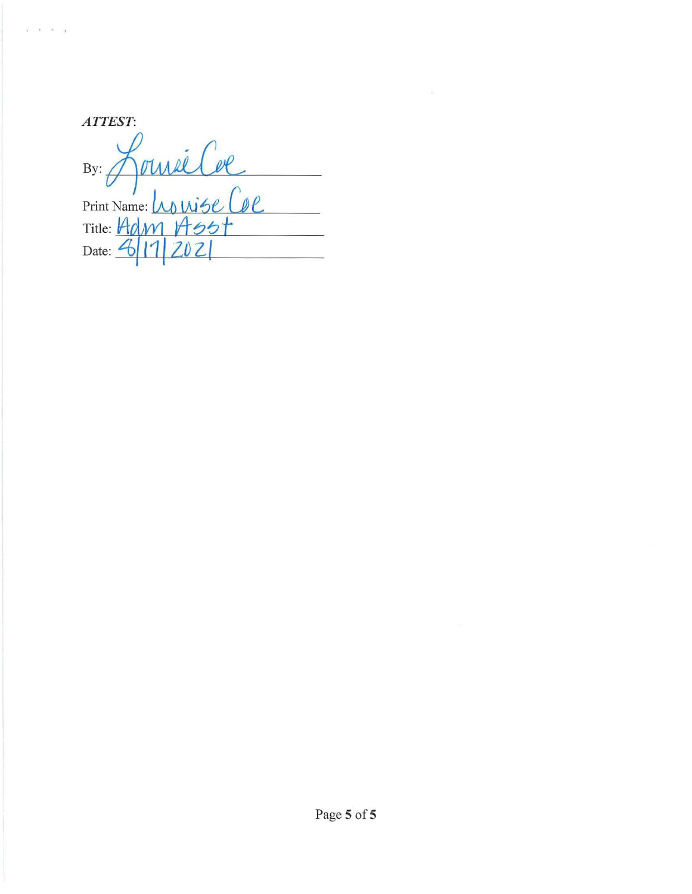*ATTEST*:

By: Louise Coe

Print Name: Louise Coe

Title: Adm Asst

Date: 6/17/2021